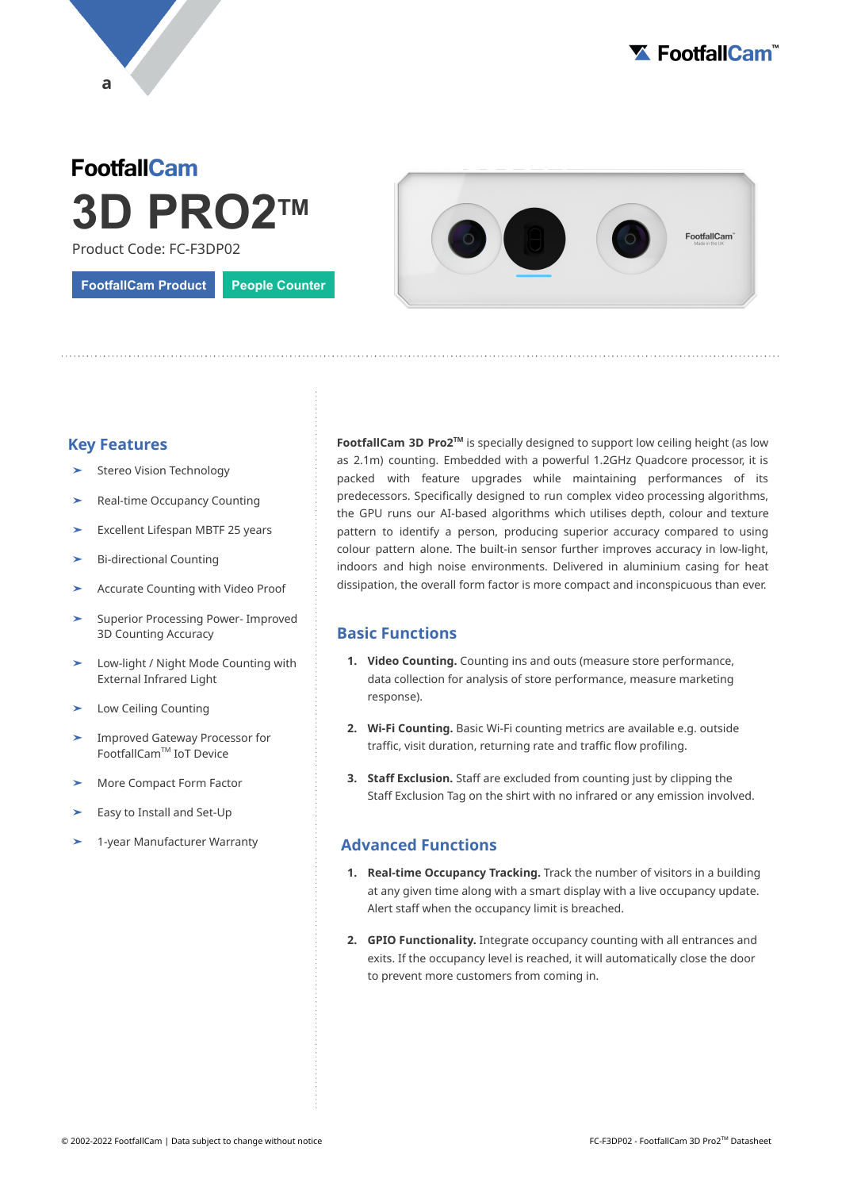# FootfallCam 3D PRO2™

Product Code: FC-F3DP02

FootfallCam Product | People Counter

## Key Features

- Stereo Vision Technology
- Real-time Occupancy Counting
- Excellent Lifespan MBTF 25 years
- Bi-directional Counting
- Accurate Counting with Video Proof
- Superior Processing Power- Improved 3D Counting Accuracy
- Low-light / Night Mode Counting with External Infrared Light
- Low Ceiling Counting
- Improved Gateway Processor for FootfallCam™ IoT Device
- More Compact Form Factor
- Easy to Install and Set-Up
- 1-year Manufacturer Warranty

**FootfallCam 3D Pro2™** is specially designed to support low ceiling height (as low as 2.1m) counting. Embedded with a powerful 1.2GHz Quadcore processor, it is packed with feature upgrades while maintaining performances of its predecessors. Specifically designed to run complex video processing algorithms, the GPU runs our AI-based algorithms which utilises depth, colour and texture pattern to identify a person, producing superior accuracy compared to using colour pattern alone. The built-in sensor further improves accuracy in low-light, indoors and high noise environments. Delivered in aluminium casing for heat dissipation, the overall form factor is more compact and inconspicuous than ever.

## Basic Functions

1. **Video Counting.** Counting ins and outs (measure store performance, data collection for analysis of store performance, measure marketing response).
2. **Wi-Fi Counting.** Basic Wi-Fi counting metrics are available e.g. outside traffic, visit duration, returning rate and traffic flow profiling.
3. **Staff Exclusion.** Staff are excluded from counting just by clipping the Staff Exclusion Tag on the shirt with no infrared or any emission involved.

## Advanced Functions

1. **Real-time Occupancy Tracking.** Track the number of visitors in a building at any given time along with a smart display with a live occupancy update. Alert staff when the occupancy limit is breached.
2. **GPIO Functionality.** Integrate occupancy counting with all entrances and exits. If the occupancy level is reached, it will automatically close the door to prevent more customers from coming in.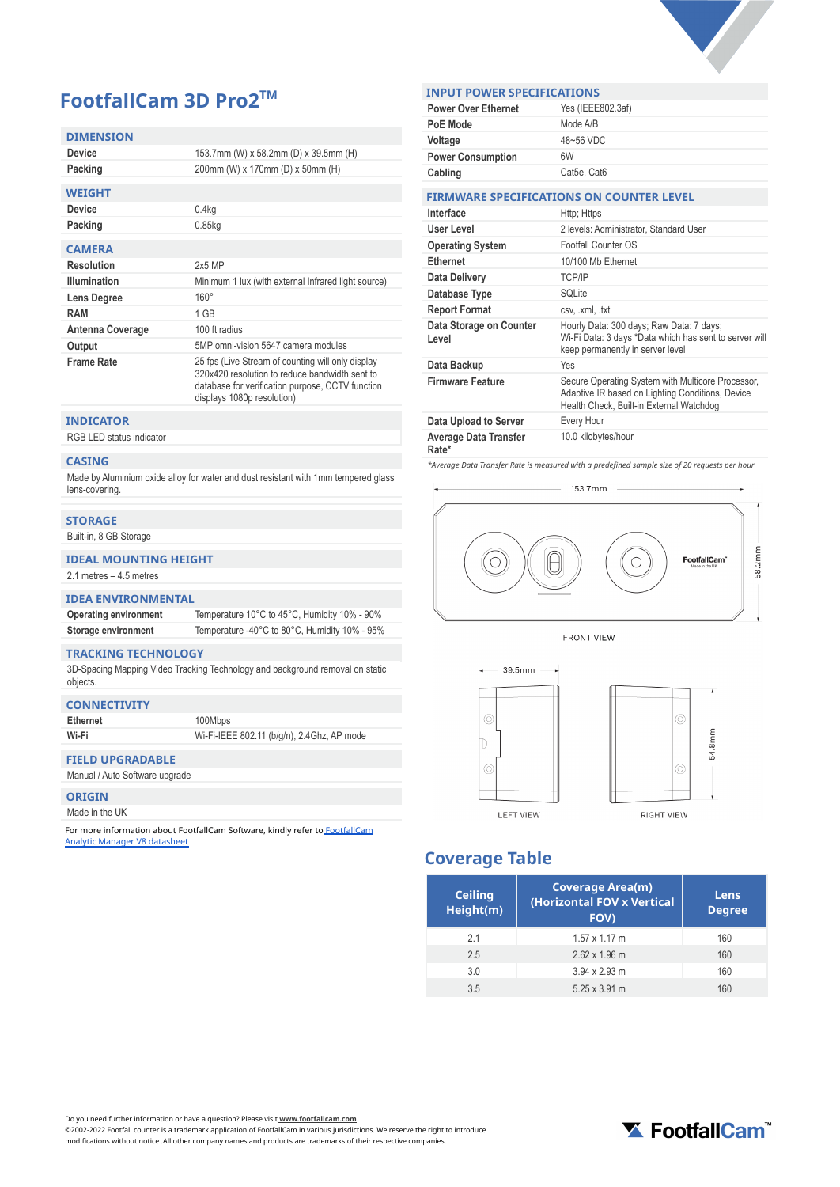# FootfallCam 3D Pro2™

## DIMENSION

| | |
|---|---|
| Device | 153.7mm (W) x 58.2mm (D) x 39.5mm (H) |
| Packing | 200mm (W) x 170mm (D) x 50mm (H) |

## WEIGHT

| | |
|---|---|
| Device | 0.4kg |
| Packing | 0.85kg |

## CAMERA

| | |
|---|---|
| Resolution | 2x5 MP |
| Illumination | Minimum 1 lux (with external Infrared light source) |
| Lens Degree | 160° |
| RAM | 1 GB |
| Antenna Coverage | 100 ft radius |
| Output | 5MP omni-vision 5647 camera modules |
| Frame Rate | 25 fps (Live Stream of counting will only display 320x420 resolution to reduce bandwidth sent to database for verification purpose, CCTV function displays 1080p resolution) |

## INDICATOR

RGB LED status indicator

## CASING

Made by Aluminium oxide alloy for water and dust resistant with 1mm tempered glass lens-covering.

## STORAGE

Built-in, 8 GB Storage

## IDEAL MOUNTING HEIGHT

2.1 metres – 4.5 metres

## IDEA ENVIRONMENTAL

| | |
|---|---|
| Operating environment | Temperature 10°C to 45°C, Humidity 10% - 90% |
| Storage environment | Temperature -40°C to 80°C, Humidity 10% - 95% |

## TRACKING TECHNOLOGY

3D-Spacing Mapping Video Tracking Technology and background removal on static objects.

## CONNECTIVITY

| | |
|---|---|
| Ethernet | 100Mbps |
| Wi-Fi | Wi-Fi-IEEE 802.11 (b/g/n), 2.4Ghz, AP mode |

## FIELD UPGRADABLE

Manual / Auto Software upgrade

## ORIGIN

Made in the UK

For more information about FootfallCam Software, kindly refer to FootfallCam Analytic Manager V8 datasheet

## INPUT POWER SPECIFICATIONS

| | |
|---|---|
| Power Over Ethernet | Yes (IEEE802.3af) |
| PoE Mode | Mode A/B |
| Voltage | 48~56 VDC |
| Power Consumption | 6W |
| Cabling | Cat5e, Cat6 |

## FIRMWARE SPECIFICATIONS ON COUNTER LEVEL

| | |
|---|---|
| Interface | Http; Https |
| User Level | 2 levels: Administrator, Standard User |
| Operating System | Footfall Counter OS |
| Ethernet | 10/100 Mb Ethernet |
| Data Delivery | TCP/IP |
| Database Type | SQLite |
| Report Format | csv, .xml, .txt |
| Data Storage on Counter Level | Hourly Data: 300 days; Raw Data: 7 days; Wi-Fi Data: 3 days *Data which has sent to server will keep permanently in server level |
| Data Backup | Yes |
| Firmware Feature | Secure Operating System with Multicore Processor, Adaptive IR based on Lighting Conditions, Device Health Check, Built-in External Watchdog |
| Data Upload to Server | Every Hour |
| Average Data Transfer Rate* | 10.0 kilobytes/hour |

*Average Data Transfer Rate is measured with a predefined sample size of 20 requests per hour

153.7mm

58.2mm

FRONT VIEW

39.5mm

54.8mm

LEFT VIEW

RIGHT VIEW

## Coverage Table

| Ceiling Height(m) | Coverage Area(m) (Horizontal FOV x Vertical FOV) | Lens Degree |
|---|---|---|
| 2.1 | 1.57 x 1.17 m | 160 |
| 2.5 | 2.62 x 1.96 m | 160 |
| 3.0 | 3.94 x 2.93 m | 160 |
| 3.5 | 5.25 x 3.91 m | 160 |

Do you need further information or have a question? Please visit www.footfallcam.com
©2002-2022 Footfall counter is a trademark application of FootfallCam in various jurisdictions. We reserve the right to introduce modifications without notice .All other company names and products are trademarks of their respective companies.

FootfallCam™